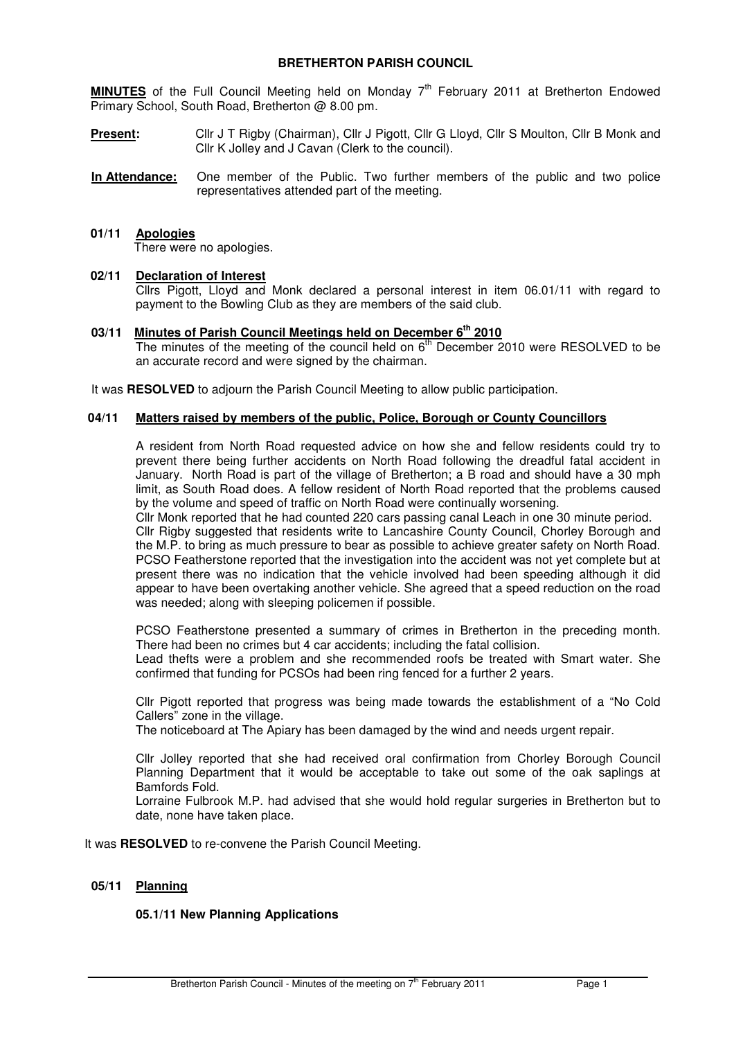**BRETHERTON PARISH COUNCIL**

**MINUTES** of the Full Council Meeting held on Monday 7th February 2011 at Bretherton Endowed Primary School, South Road, Bretherton @ 8.00 pm.

**Present:** Cllr J T Rigby (Chairman), Cllr J Pigott, Cllr G Lloyd, Cllr S Moulton, Cllr B Monk and Cllr K Jolley and J Cavan (Clerk to the council).

**In Attendance:** One member of the Public. Two further members of the public and two police representatives attended part of the meeting.

**01/11 Apologies**

There were no apologies.

**02/11 Declaration of Interest**

Cllrs Pigott, Lloyd and Monk declared a personal interest in item 06.01/11 with regard to payment to the Bowling Club as they are members of the said club.

**03/11 Minutes of Parish Council Meetings held on December 6th 2010**

The minutes of the meeting of the council held on 6th December 2010 were RESOLVED to be an accurate record and were signed by the chairman.

It was **RESOLVED** to adjourn the Parish Council Meeting to allow public participation.

**04/11 Matters raised by members of the public, Police, Borough or County Councillors**

A resident from North Road requested advice on how she and fellow residents could try to prevent there being further accidents on North Road following the dreadful fatal accident in January. North Road is part of the village of Bretherton; a B road and should have a 30 mph limit, as South Road does. A fellow resident of North Road reported that the problems caused by the volume and speed of traffic on North Road were continually worsening.

Cllr Monk reported that he had counted 220 cars passing canal Leach in one 30 minute period.

Cllr Rigby suggested that residents write to Lancashire County Council, Chorley Borough and the M.P. to bring as much pressure to bear as possible to achieve greater safety on North Road. PCSO Featherstone reported that the investigation into the accident was not yet complete but at present there was no indication that the vehicle involved had been speeding although it did appear to have been overtaking another vehicle. She agreed that a speed reduction on the road was needed; along with sleeping policemen if possible.

PCSO Featherstone presented a summary of crimes in Bretherton in the preceding month. There had been no crimes but 4 car accidents; including the fatal collision.

Lead thefts were a problem and she recommended roofs be treated with Smart water. She confirmed that funding for PCSOs had been ring fenced for a further 2 years.

Cllr Pigott reported that progress was being made towards the establishment of a "No Cold Callers" zone in the village.

The noticeboard at The Apiary has been damaged by the wind and needs urgent repair.

Cllr Jolley reported that she had received oral confirmation from Chorley Borough Council Planning Department that it would be acceptable to take out some of the oak saplings at Bamfords Fold.

Lorraine Fulbrook M.P. had advised that she would hold regular surgeries in Bretherton but to date, none have taken place.

It was **RESOLVED** to re-convene the Parish Council Meeting.

**05/11 Planning**

**05.1/11 New Planning Applications**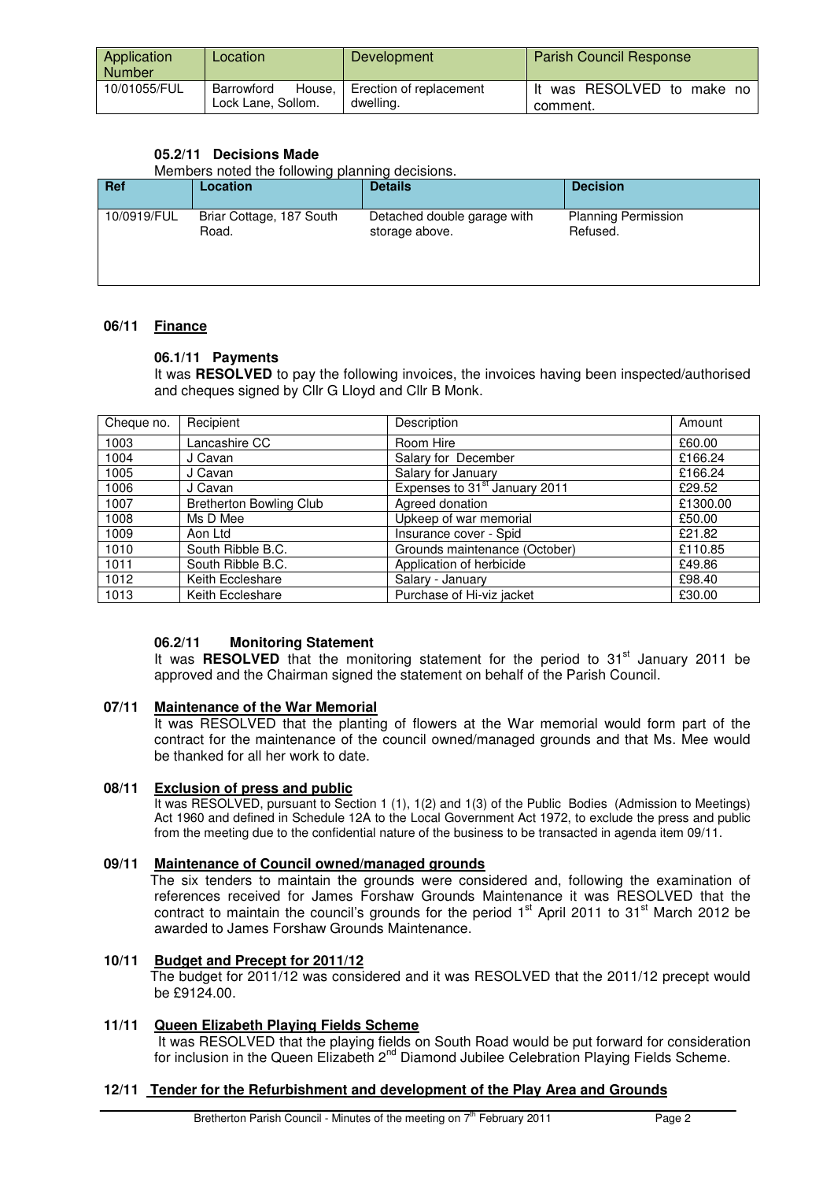| Application Number | Location | Development | Parish Council Response |
|---|---|---|---|
| 10/01055/FUL | Barrowford House, Lock Lane, Sollom. | Erection of replacement dwelling. | It was RESOLVED to make no comment. |

### 05.2/11 Decisions Made

Members noted the following planning decisions.

| Ref | Location | Details | Decision |
|---|---|---|---|
| 10/0919/FUL | Briar Cottage, 187 South Road. | Detached double garage with storage above. | Planning Permission Refused. |

## 06/11 Finance

### 06.1/11 Payments

It was **RESOLVED** to pay the following invoices, the invoices having been inspected/authorised and cheques signed by Cllr G Lloyd and Cllr B Monk.

| Cheque no. | Recipient | Description | Amount |
|---|---|---|---|
| 1003 | Lancashire CC | Room Hire | £60.00 |
| 1004 | J Cavan | Salary for December | £166.24 |
| 1005 | J Cavan | Salary for January | £166.24 |
| 1006 | J Cavan | Expenses to 31st January 2011 | £29.52 |
| 1007 | Bretherton Bowling Club | Agreed donation | £1300.00 |
| 1008 | Ms D Mee | Upkeep of war memorial | £50.00 |
| 1009 | Aon Ltd | Insurance cover - Spid | £21.82 |
| 1010 | South Ribble B.C. | Grounds maintenance (October) | £110.85 |
| 1011 | South Ribble B.C. | Application of herbicide | £49.86 |
| 1012 | Keith Eccleshare | Salary - January | £98.40 |
| 1013 | Keith Eccleshare | Purchase of Hi-viz jacket | £30.00 |

### 06.2/11 Monitoring Statement

It was **RESOLVED** that the monitoring statement for the period to 31st January 2011 be approved and the Chairman signed the statement on behalf of the Parish Council.

## 07/11 Maintenance of the War Memorial

It was RESOLVED that the planting of flowers at the War memorial would form part of the contract for the maintenance of the council owned/managed grounds and that Ms. Mee would be thanked for all her work to date.

## 08/11 Exclusion of press and public

It was RESOLVED, pursuant to Section 1 (1), 1(2) and 1(3) of the Public Bodies (Admission to Meetings) Act 1960 and defined in Schedule 12A to the Local Government Act 1972, to exclude the press and public from the meeting due to the confidential nature of the business to be transacted in agenda item 09/11.

## 09/11 Maintenance of Council owned/managed grounds

The six tenders to maintain the grounds were considered and, following the examination of references received for James Forshaw Grounds Maintenance it was RESOLVED that the contract to maintain the council's grounds for the period 1st April 2011 to 31st March 2012 be awarded to James Forshaw Grounds Maintenance.

## 10/11 Budget and Precept for 2011/12

The budget for 2011/12 was considered and it was RESOLVED that the 2011/12 precept would be £9124.00.

## 11/11 Queen Elizabeth Playing Fields Scheme

It was RESOLVED that the playing fields on South Road would be put forward for consideration for inclusion in the Queen Elizabeth 2nd Diamond Jubilee Celebration Playing Fields Scheme.

## 12/11 Tender for the Refurbishment and development of the Play Area and Grounds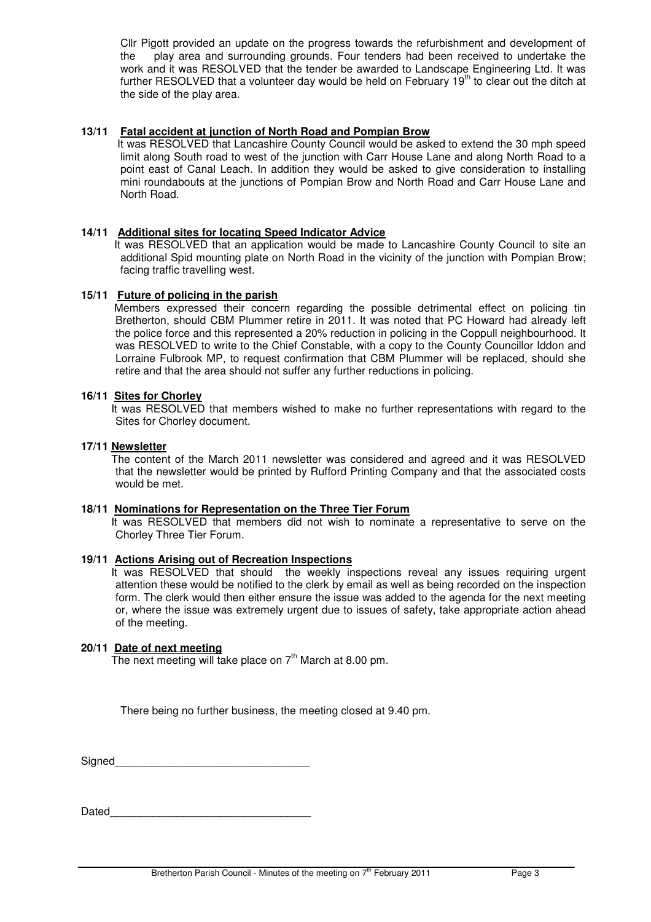Cllr Pigott provided an update on the progress towards the refurbishment and development of the play area and surrounding grounds. Four tenders had been received to undertake the work and it was RESOLVED that the tender be awarded to Landscape Engineering Ltd. It was further RESOLVED that a volunteer day would be held on February 19th to clear out the ditch at the side of the play area.

**13/11 Fatal accident at junction of North Road and Pompian Brow**

It was RESOLVED that Lancashire County Council would be asked to extend the 30 mph speed limit along South road to west of the junction with Carr House Lane and along North Road to a point east of Canal Leach. In addition they would be asked to give consideration to installing mini roundabouts at the junctions of Pompian Brow and North Road and Carr House Lane and North Road.

**14/11 Additional sites for locating Speed Indicator Advice**

It was RESOLVED that an application would be made to Lancashire County Council to site an additional Spid mounting plate on North Road in the vicinity of the junction with Pompian Brow; facing traffic travelling west.

**15/11 Future of policing in the parish**

Members expressed their concern regarding the possible detrimental effect on policing tin Bretherton, should CBM Plummer retire in 2011. It was noted that PC Howard had already left the police force and this represented a 20% reduction in policing in the Coppull neighbourhood. It was RESOLVED to write to the Chief Constable, with a copy to the County Councillor Iddon and Lorraine Fulbrook MP, to request confirmation that CBM Plummer will be replaced, should she retire and that the area should not suffer any further reductions in policing.

**16/11 Sites for Chorley**

It was RESOLVED that members wished to make no further representations with regard to the Sites for Chorley document.

**17/11 Newsletter**

The content of the March 2011 newsletter was considered and agreed and it was RESOLVED that the newsletter would be printed by Rufford Printing Company and that the associated costs would be met.

**18/11 Nominations for Representation on the Three Tier Forum**

It was RESOLVED that members did not wish to nominate a representative to serve on the Chorley Three Tier Forum.

**19/11 Actions Arising out of Recreation Inspections**

It was RESOLVED that should the weekly inspections reveal any issues requiring urgent attention these would be notified to the clerk by email as well as being recorded on the inspection form. The clerk would then either ensure the issue was added to the agenda for the next meeting or, where the issue was extremely urgent due to issues of safety, take appropriate action ahead of the meeting.

**20/11 Date of next meeting**

The next meeting will take place on 7th March at 8.00 pm.

There being no further business, the meeting closed at 9.40 pm.

Signed_______________________________

Dated________________________________